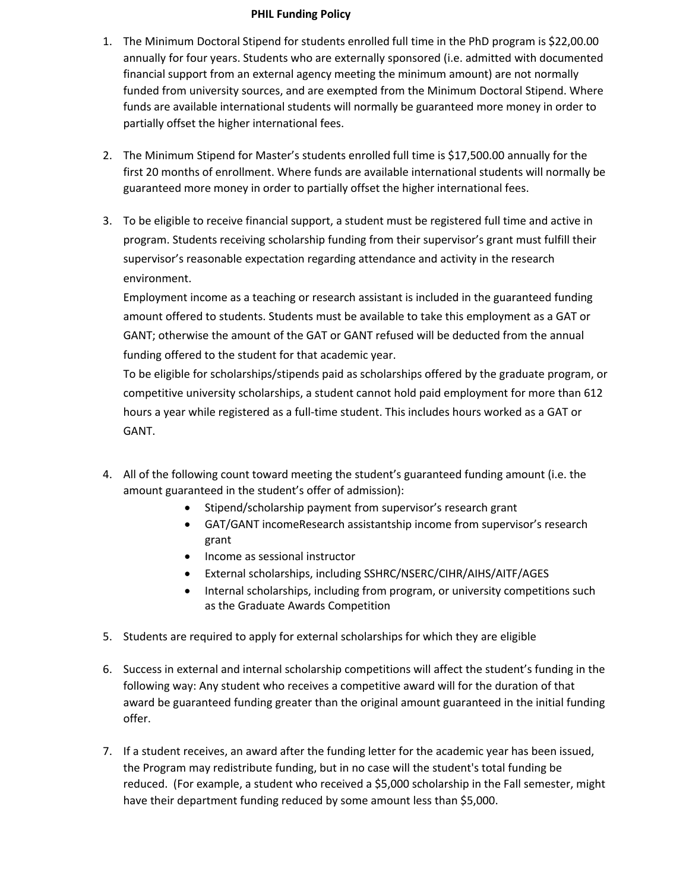# PHIL Funding Policy

1. The Minimum Doctoral Stipend for students enrolled full time in the PhD program is $22,00.00 annually for four years. Students who are externally sponsored (i.e. admitted with documented financial support from an external agency meeting the minimum amount) are not normally funded from university sources, and are exempted from the Minimum Doctoral Stipend. Where funds are available international students will normally be guaranteed more money in order to partially offset the higher international fees.

2. The Minimum Stipend for Master's students enrolled full time is $17,500.00 annually for the first 20 months of enrollment. Where funds are available international students will normally be guaranteed more money in order to partially offset the higher international fees.

3. To be eligible to receive financial support, a student must be registered full time and active in program. Students receiving scholarship funding from their supervisor's grant must fulfill their supervisor's reasonable expectation regarding attendance and activity in the research environment.
   Employment income as a teaching or research assistant is included in the guaranteed funding amount offered to students. Students must be available to take this employment as a GAT or GANT; otherwise the amount of the GAT or GANT refused will be deducted from the annual funding offered to the student for that academic year.
   To be eligible for scholarships/stipends paid as scholarships offered by the graduate program, or competitive university scholarships, a student cannot hold paid employment for more than 612 hours a year while registered as a full-time student. This includes hours worked as a GAT or GANT.

4. All of the following count toward meeting the student's guaranteed funding amount (i.e. the amount guaranteed in the student's offer of admission):
   - Stipend/scholarship payment from supervisor's research grant
   - GAT/GANT incomeResearch assistantship income from supervisor's research grant
   - Income as sessional instructor
   - External scholarships, including SSHRC/NSERC/CIHR/AIHS/AITF/AGES
   - Internal scholarships, including from program, or university competitions such as the Graduate Awards Competition

5. Students are required to apply for external scholarships for which they are eligible

6. Success in external and internal scholarship competitions will affect the student's funding in the following way: Any student who receives a competitive award will for the duration of that award be guaranteed funding greater than the original amount guaranteed in the initial funding offer.

7. If a student receives, an award after the funding letter for the academic year has been issued, the Program may redistribute funding, but in no case will the student's total funding be reduced. (For example, a student who received a $5,000 scholarship in the Fall semester, might have their department funding reduced by some amount less than $5,000.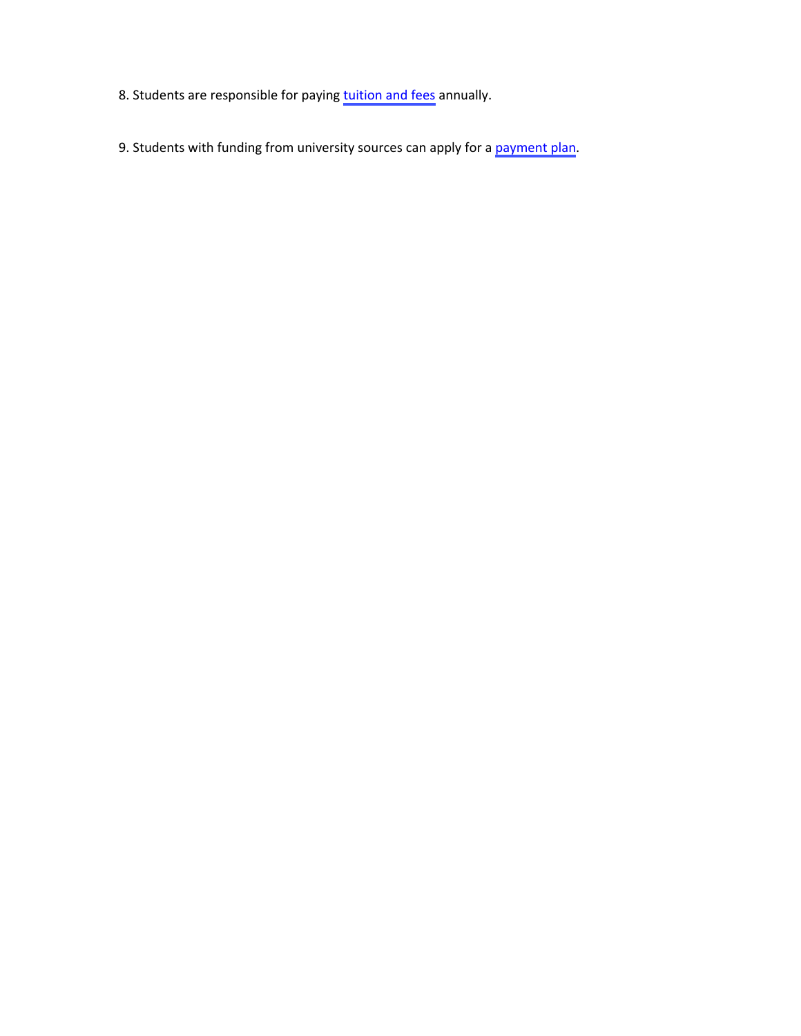8. Students are responsible for paying tuition and fees annually.

9. Students with funding from university sources can apply for a payment plan.